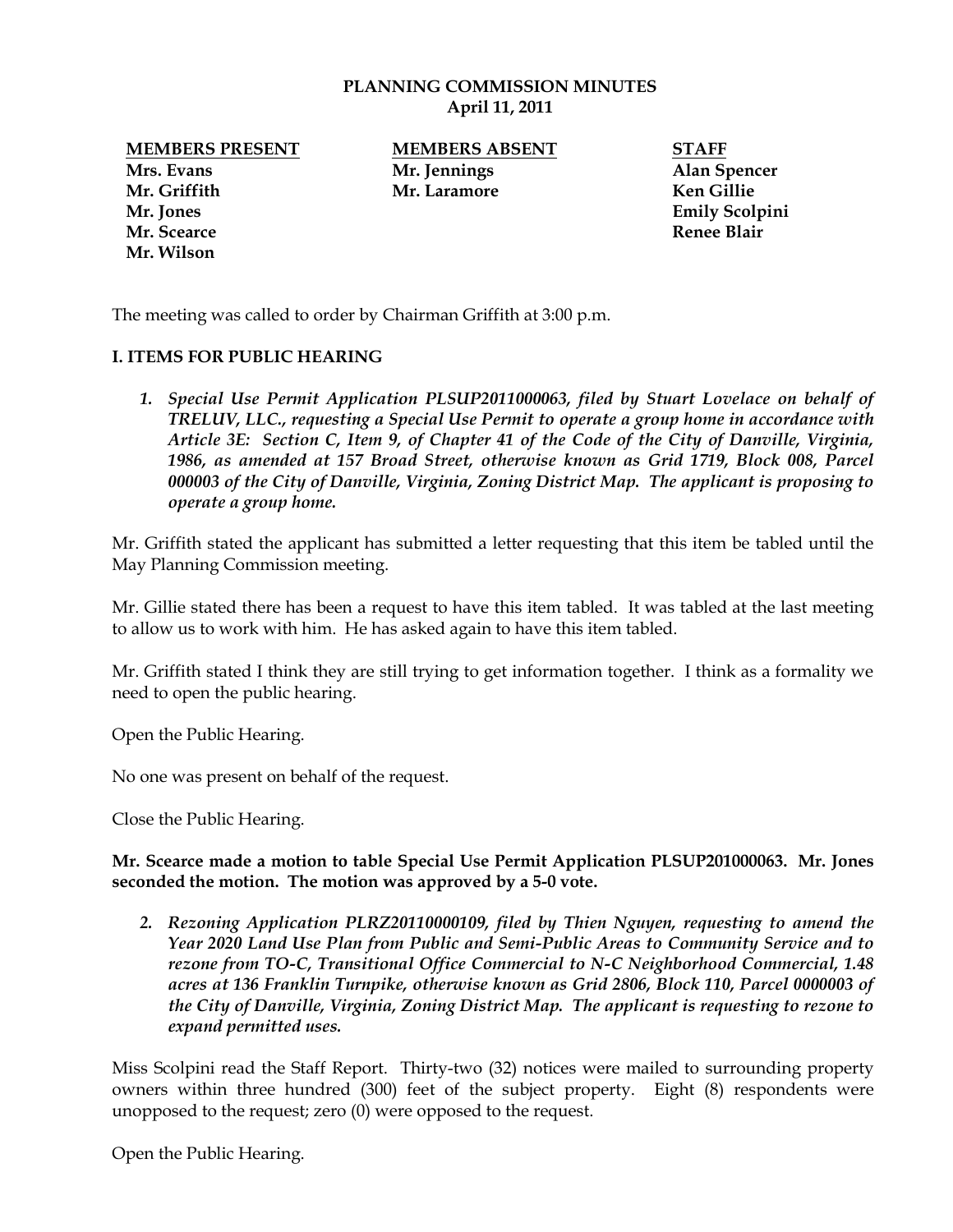**PLANNING COMMISSION MINUTES**
**April 11, 2011**

| **MEMBERS PRESENT** | **MEMBERS ABSENT** | **STAFF** |
|---|---|---|
| **Mrs. Evans** | **Mr. Jennings** | **Alan Spencer** |
| **Mr. Griffith** | **Mr. Laramore** | **Ken Gillie** |
| **Mr. Jones** | | **Emily Scolpini** |
| **Mr. Scearce** | | **Renee Blair** |
| **Mr. Wilson** | | |

The meeting was called to order by Chairman Griffith at 3:00 p.m.

## I. ITEMS FOR PUBLIC HEARING

1. ***Special Use Permit Application PLSUP2011000063, filed by Stuart Lovelace on behalf of TRELUV, LLC., requesting a Special Use Permit to operate a group home in accordance with Article 3E: Section C, Item 9, of Chapter 41 of the Code of the City of Danville, Virginia, 1986, as amended at 157 Broad Street, otherwise known as Grid 1719, Block 008, Parcel 000003 of the City of Danville, Virginia, Zoning District Map. The applicant is proposing to operate a group home.***

Mr. Griffith stated the applicant has submitted a letter requesting that this item be tabled until the May Planning Commission meeting.

Mr. Gillie stated there has been a request to have this item tabled. It was tabled at the last meeting to allow us to work with him. He has asked again to have this item tabled.

Mr. Griffith stated I think they are still trying to get information together. I think as a formality we need to open the public hearing.

Open the Public Hearing.

No one was present on behalf of the request.

Close the Public Hearing.

**Mr. Scearce made a motion to table Special Use Permit Application PLSUP201000063. Mr. Jones seconded the motion. The motion was approved by a 5-0 vote.**

2. ***Rezoning Application PLRZ20110000109, filed by Thien Nguyen, requesting to amend the Year 2020 Land Use Plan from Public and Semi-Public Areas to Community Service and to rezone from TO-C, Transitional Office Commercial to N-C Neighborhood Commercial, 1.48 acres at 136 Franklin Turnpike, otherwise known as Grid 2806, Block 110, Parcel 0000003 of the City of Danville, Virginia, Zoning District Map. The applicant is requesting to rezone to expand permitted uses.***

Miss Scolpini read the Staff Report. Thirty-two (32) notices were mailed to surrounding property owners within three hundred (300) feet of the subject property. Eight (8) respondents were unopposed to the request; zero (0) were opposed to the request.

Open the Public Hearing.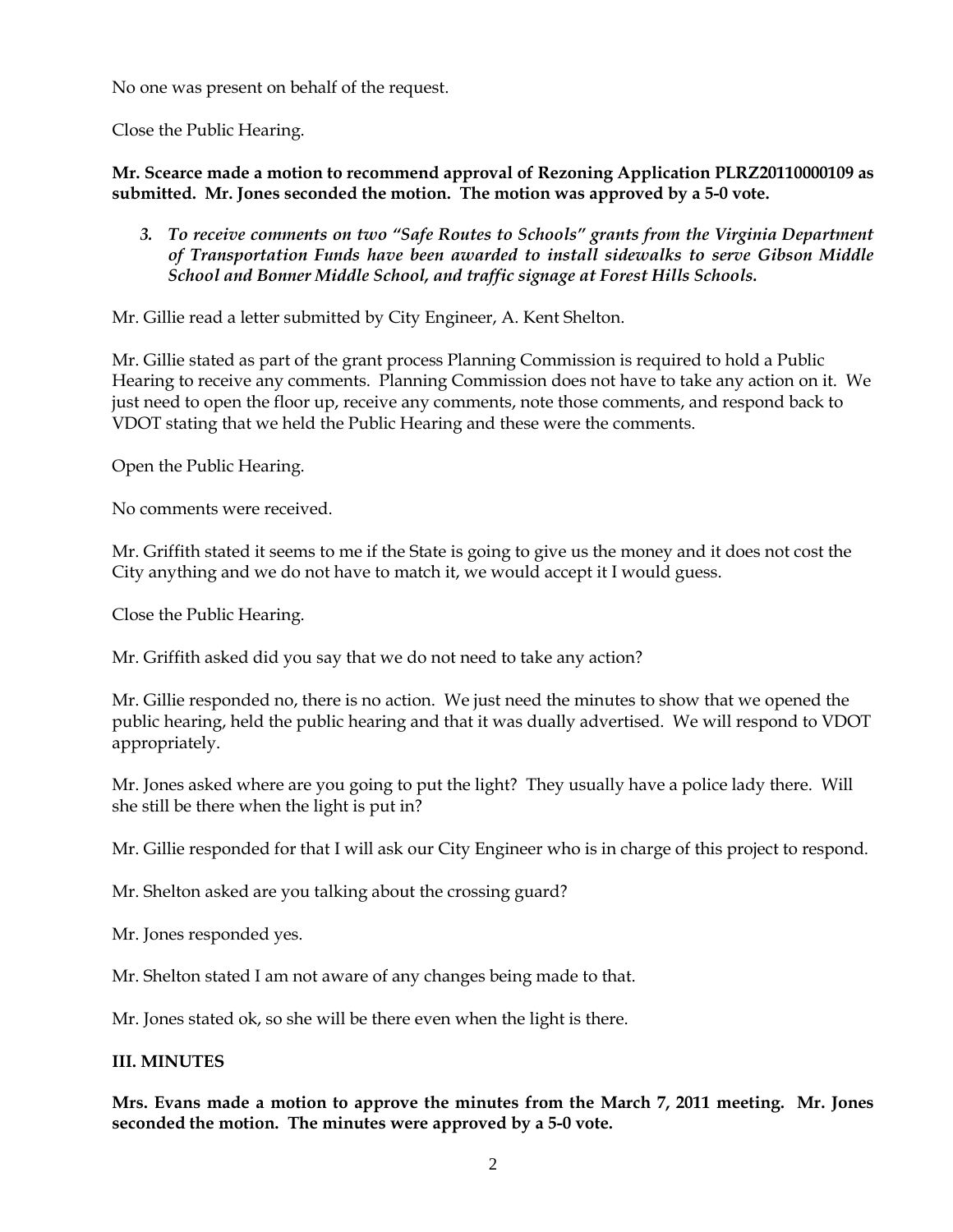No one was present on behalf of the request.

Close the Public Hearing.

**Mr. Scearce made a motion to recommend approval of Rezoning Application PLRZ20110000109 as submitted. Mr. Jones seconded the motion. The motion was approved by a 5-0 vote.**

3. ***To receive comments on two "Safe Routes to Schools" grants from the Virginia Department of Transportation Funds have been awarded to install sidewalks to serve Gibson Middle School and Bonner Middle School, and traffic signage at Forest Hills Schools.***

Mr. Gillie read a letter submitted by City Engineer, A. Kent Shelton.

Mr. Gillie stated as part of the grant process Planning Commission is required to hold a Public Hearing to receive any comments. Planning Commission does not have to take any action on it. We just need to open the floor up, receive any comments, note those comments, and respond back to VDOT stating that we held the Public Hearing and these were the comments.

Open the Public Hearing.

No comments were received.

Mr. Griffith stated it seems to me if the State is going to give us the money and it does not cost the City anything and we do not have to match it, we would accept it I would guess.

Close the Public Hearing.

Mr. Griffith asked did you say that we do not need to take any action?

Mr. Gillie responded no, there is no action. We just need the minutes to show that we opened the public hearing, held the public hearing and that it was dually advertised. We will respond to VDOT appropriately.

Mr. Jones asked where are you going to put the light? They usually have a police lady there. Will she still be there when the light is put in?

Mr. Gillie responded for that I will ask our City Engineer who is in charge of this project to respond.

Mr. Shelton asked are you talking about the crossing guard?

Mr. Jones responded yes.

Mr. Shelton stated I am not aware of any changes being made to that.

Mr. Jones stated ok, so she will be there even when the light is there.

## III. MINUTES

**Mrs. Evans made a motion to approve the minutes from the March 7, 2011 meeting. Mr. Jones seconded the motion. The minutes were approved by a 5-0 vote.**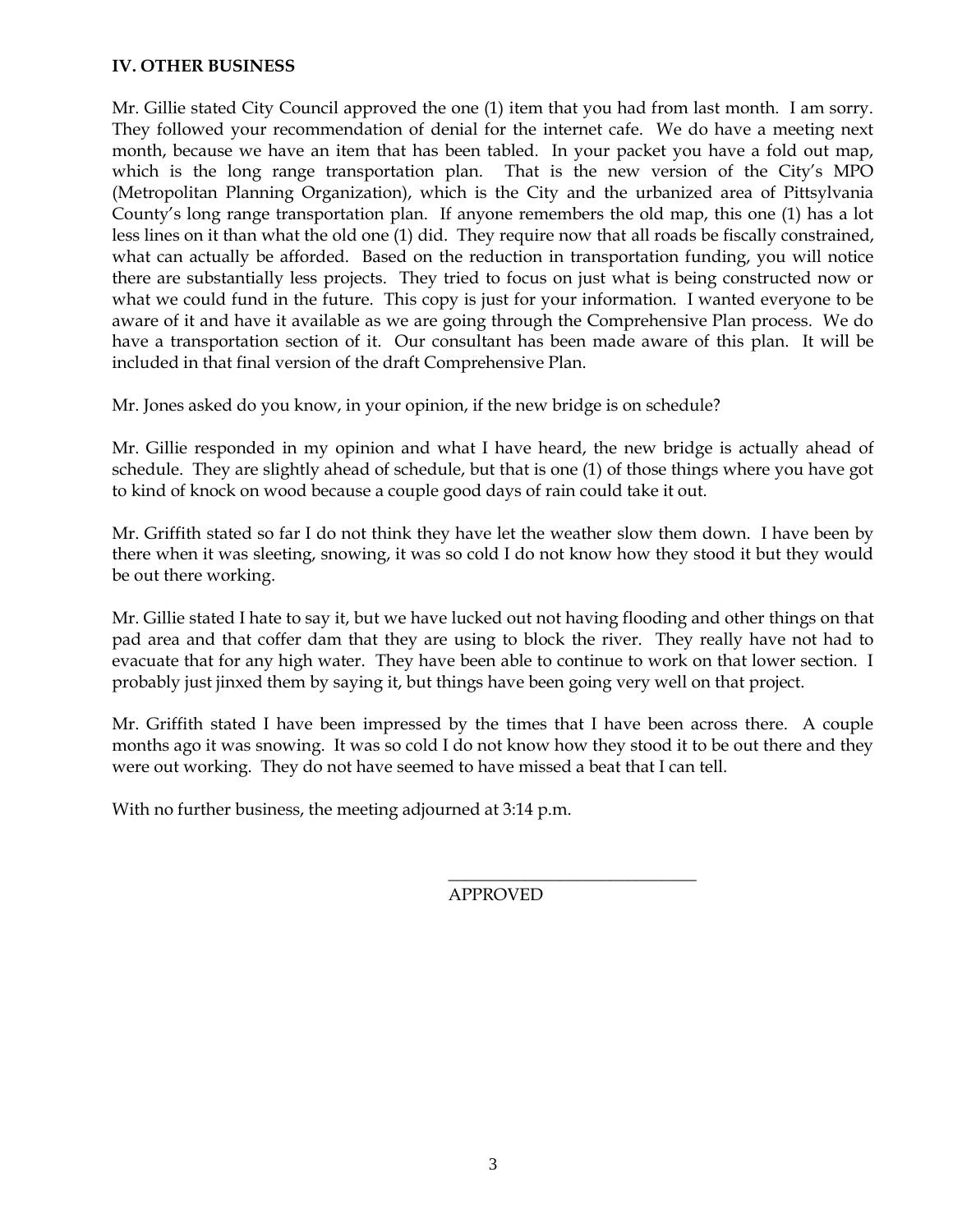## IV. OTHER BUSINESS

Mr. Gillie stated City Council approved the one (1) item that you had from last month. I am sorry. They followed your recommendation of denial for the internet cafe. We do have a meeting next month, because we have an item that has been tabled. In your packet you have a fold out map, which is the long range transportation plan. That is the new version of the City's MPO (Metropolitan Planning Organization), which is the City and the urbanized area of Pittsylvania County's long range transportation plan. If anyone remembers the old map, this one (1) has a lot less lines on it than what the old one (1) did. They require now that all roads be fiscally constrained, what can actually be afforded. Based on the reduction in transportation funding, you will notice there are substantially less projects. They tried to focus on just what is being constructed now or what we could fund in the future. This copy is just for your information. I wanted everyone to be aware of it and have it available as we are going through the Comprehensive Plan process. We do have a transportation section of it. Our consultant has been made aware of this plan. It will be included in that final version of the draft Comprehensive Plan.

Mr. Jones asked do you know, in your opinion, if the new bridge is on schedule?

Mr. Gillie responded in my opinion and what I have heard, the new bridge is actually ahead of schedule. They are slightly ahead of schedule, but that is one (1) of those things where you have got to kind of knock on wood because a couple good days of rain could take it out.

Mr. Griffith stated so far I do not think they have let the weather slow them down. I have been by there when it was sleeting, snowing, it was so cold I do not know how they stood it but they would be out there working.

Mr. Gillie stated I hate to say it, but we have lucked out not having flooding and other things on that pad area and that coffer dam that they are using to block the river. They really have not had to evacuate that for any high water. They have been able to continue to work on that lower section. I probably just jinxed them by saying it, but things have been going very well on that project.

Mr. Griffith stated I have been impressed by the times that I have been across there. A couple months ago it was snowing. It was so cold I do not know how they stood it to be out there and they were out working. They do not have seemed to have missed a beat that I can tell.

With no further business, the meeting adjourned at 3:14 p.m.

\_\_\_\_\_\_\_\_\_\_\_\_\_\_\_\_\_\_\_\_\_\_\_\_\_\_\_\_\_\_

APPROVED